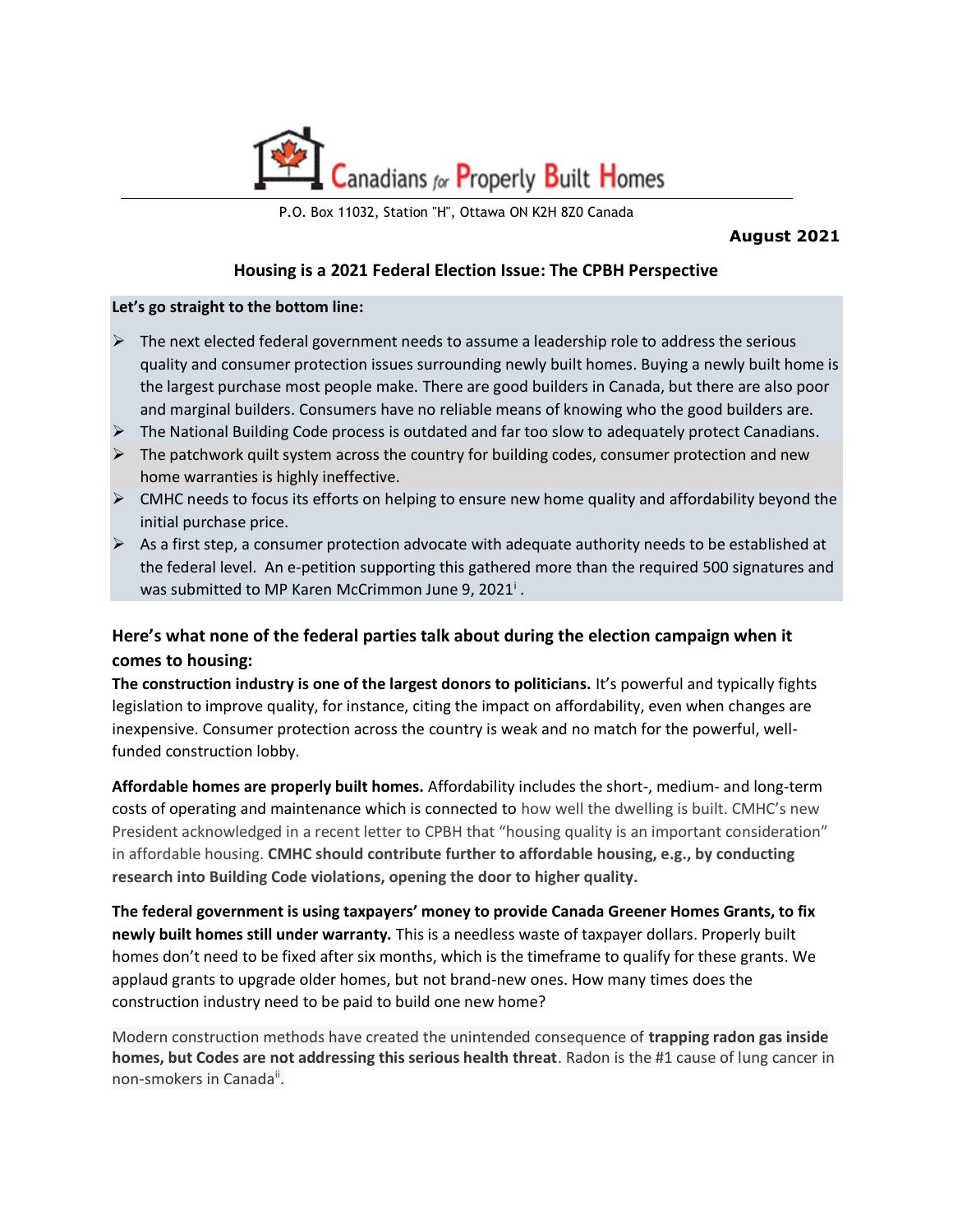Canadians for Properly Built Homes

P.O. Box 11032, Station "H", Ottawa ON K2H 8Z0 Canada

**August 2021**

## Housing is a 2021 Federal Election Issue: The CPBH Perspective

**Let's go straight to the bottom line:**

- The next elected federal government needs to assume a leadership role to address the serious quality and consumer protection issues surrounding newly built homes. Buying a newly built home is the largest purchase most people make. There are good builders in Canada, but there are also poor and marginal builders. Consumers have no reliable means of knowing who the good builders are.
- The National Building Code process is outdated and far too slow to adequately protect Canadians.
- The patchwork quilt system across the country for building codes, consumer protection and new home warranties is highly ineffective.
- CMHC needs to focus its efforts on helping to ensure new home quality and affordability beyond the initial purchase price.
- As a first step, a consumer protection advocate with adequate authority needs to be established at the federal level. An e-petition supporting this gathered more than the required 500 signatures and was submitted to MP Karen McCrimmon June 9, 2021[i] .

### Here's what none of the federal parties talk about during the election campaign when it comes to housing:

**The construction industry is one of the largest donors to politicians.** It's powerful and typically fights legislation to improve quality, for instance, citing the impact on affordability, even when changes are inexpensive. Consumer protection across the country is weak and no match for the powerful, well-funded construction lobby.

**Affordable homes are properly built homes.** Affordability includes the short-, medium- and long-term costs of operating and maintenance which is connected to how well the dwelling is built. CMHC's new President acknowledged in a recent letter to CPBH that "housing quality is an important consideration" in affordable housing. **CMHC should contribute further to affordable housing, e.g., by conducting research into Building Code violations, opening the door to higher quality.**

**The federal government is using taxpayers' money to provide Canada Greener Homes Grants, to fix newly built homes still under warranty.** This is a needless waste of taxpayer dollars. Properly built homes don't need to be fixed after six months, which is the timeframe to qualify for these grants. We applaud grants to upgrade older homes, but not brand-new ones. How many times does the construction industry need to be paid to build one new home?

Modern construction methods have created the unintended consequence of **trapping radon gas inside homes, but Codes are not addressing this serious health threat**. Radon is the #1 cause of lung cancer in non-smokers in Canada[ii].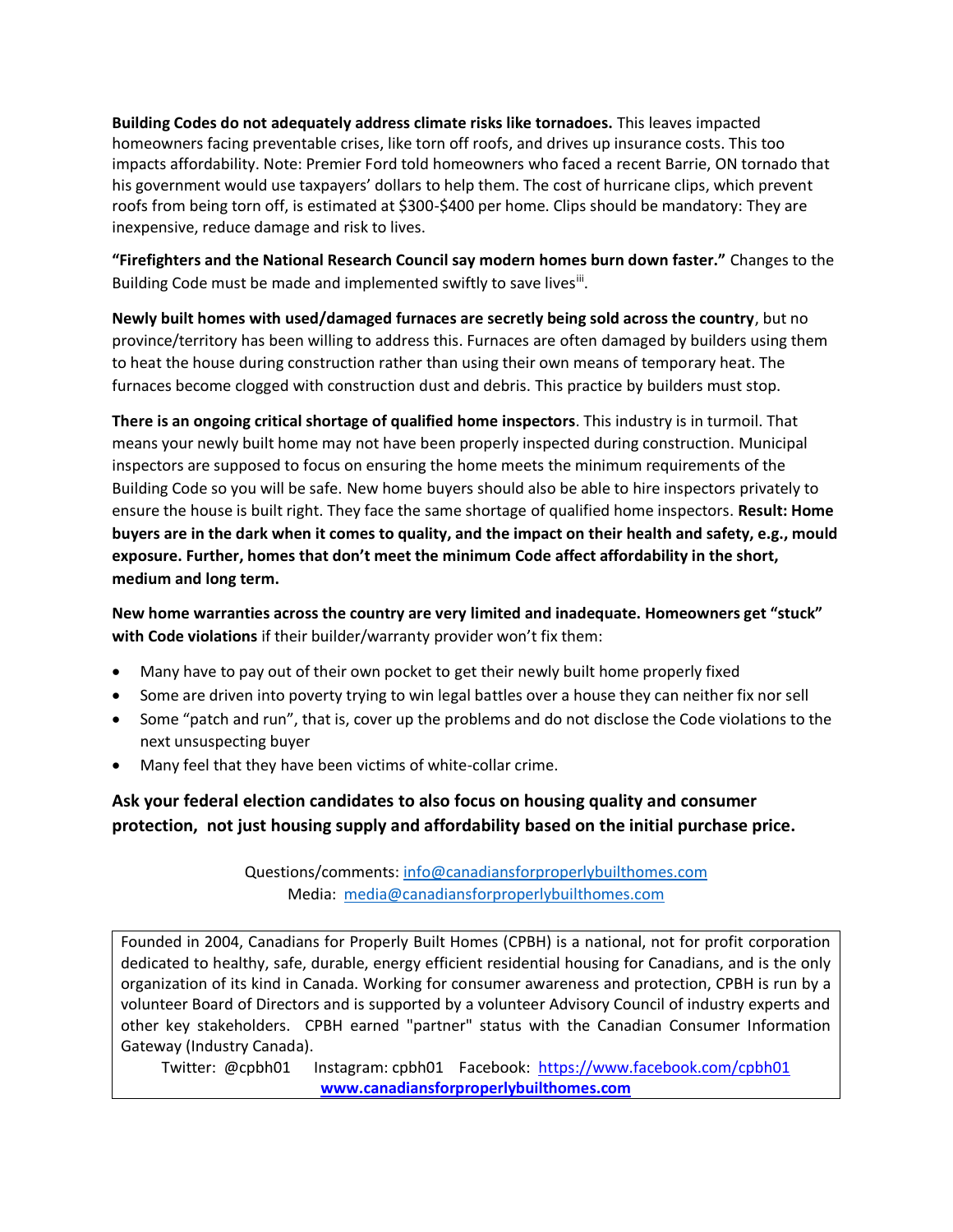**Building Codes do not adequately address climate risks like tornadoes.** This leaves impacted homeowners facing preventable crises, like torn off roofs, and drives up insurance costs. This too impacts affordability. Note: Premier Ford told homeowners who faced a recent Barrie, ON tornado that his government would use taxpayers' dollars to help them. The cost of hurricane clips, which prevent roofs from being torn off, is estimated at $300-$400 per home. Clips should be mandatory: They are inexpensive, reduce damage and risk to lives.

**"Firefighters and the National Research Council say modern homes burn down faster."** Changes to the Building Code must be made and implemented swiftly to save lives[iii].

**Newly built homes with used/damaged furnaces are secretly being sold across the country**, but no province/territory has been willing to address this. Furnaces are often damaged by builders using them to heat the house during construction rather than using their own means of temporary heat. The furnaces become clogged with construction dust and debris. This practice by builders must stop.

**There is an ongoing critical shortage of qualified home inspectors**. This industry is in turmoil. That means your newly built home may not have been properly inspected during construction. Municipal inspectors are supposed to focus on ensuring the home meets the minimum requirements of the Building Code so you will be safe. New home buyers should also be able to hire inspectors privately to ensure the house is built right. They face the same shortage of qualified home inspectors. **Result: Home buyers are in the dark when it comes to quality, and the impact on their health and safety, e.g., mould exposure. Further, homes that don't meet the minimum Code affect affordability in the short, medium and long term.**

**New home warranties across the country are very limited and inadequate. Homeowners get "stuck" with Code violations** if their builder/warranty provider won't fix them:

- Many have to pay out of their own pocket to get their newly built home properly fixed
- Some are driven into poverty trying to win legal battles over a house they can neither fix nor sell
- Some "patch and run", that is, cover up the problems and do not disclose the Code violations to the next unsuspecting buyer
- Many feel that they have been victims of white-collar crime.

**Ask your federal election candidates to also focus on housing quality and consumer protection, not just housing supply and affordability based on the initial purchase price.**

Questions/comments: info@canadiansforproperlybuilthomes.com
Media: media@canadiansforproperlybuilthomes.com

Founded in 2004, Canadians for Properly Built Homes (CPBH) is a national, not for profit corporation dedicated to healthy, safe, durable, energy efficient residential housing for Canadians, and is the only organization of its kind in Canada. Working for consumer awareness and protection, CPBH is run by a volunteer Board of Directors and is supported by a volunteer Advisory Council of industry experts and other key stakeholders. CPBH earned "partner" status with the Canadian Consumer Information Gateway (Industry Canada).

Twitter: @cpbh01 Instagram: cpbh01 Facebook: https://www.facebook.com/cpbh01

**www.canadiansforproperlybuilthomes.com**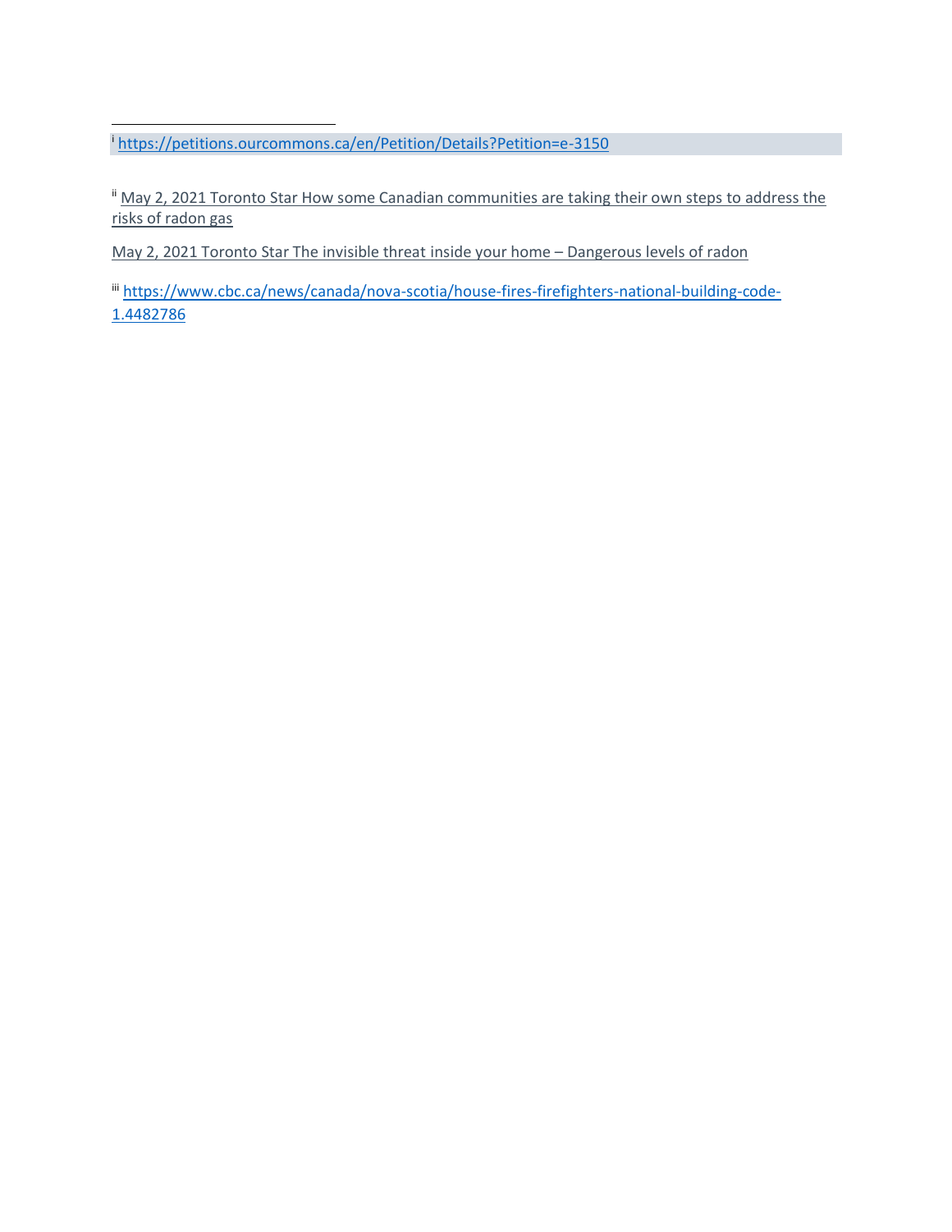[i] https://petitions.ourcommons.ca/en/Petition/Details?Petition=e-3150

[ii] May 2, 2021 Toronto Star How some Canadian communities are taking their own steps to address the risks of radon gas

May 2, 2021 Toronto Star The invisible threat inside your home – Dangerous levels of radon

[iii] https://www.cbc.ca/news/canada/nova-scotia/house-fires-firefighters-national-building-code-1.4482786